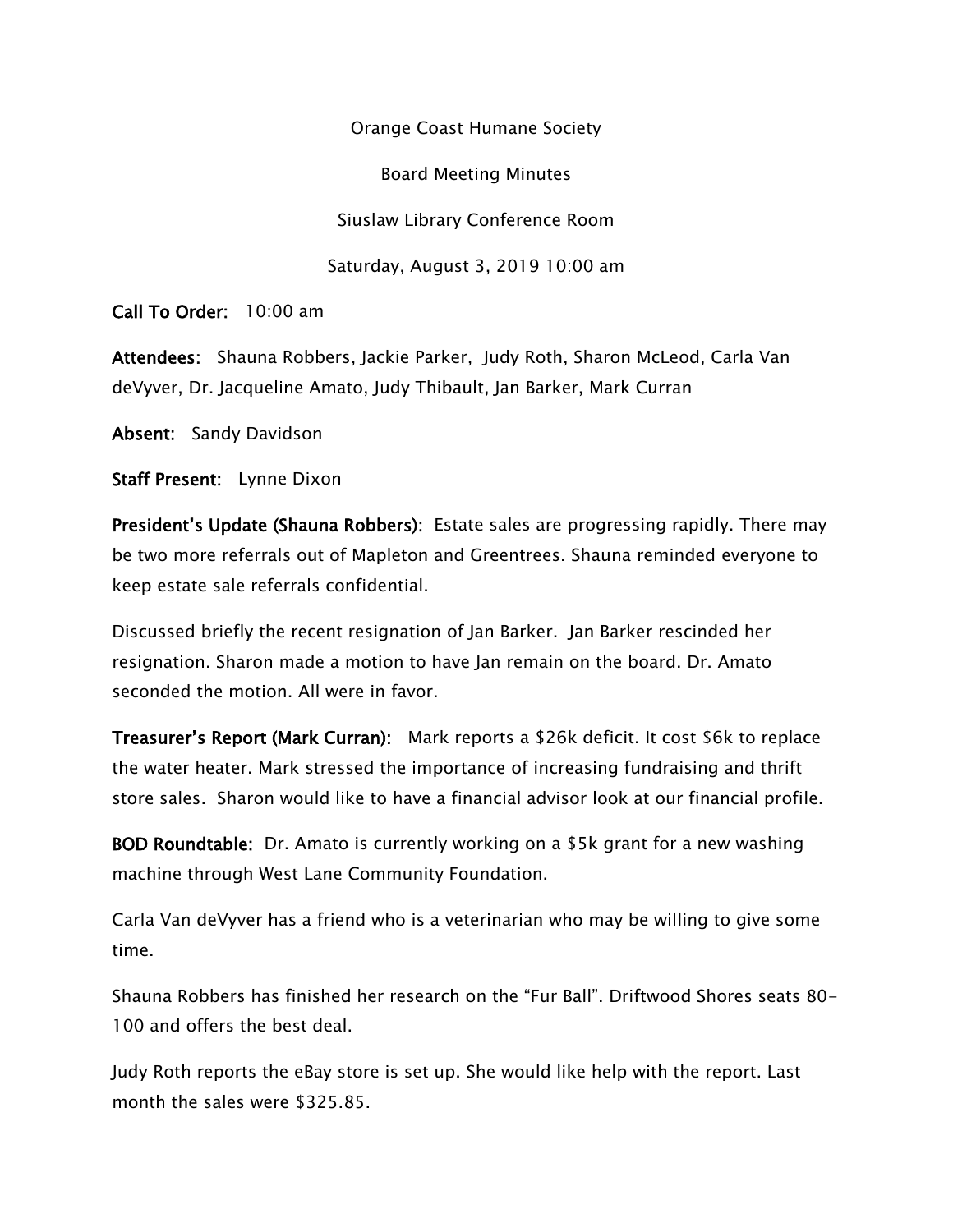Orange Coast Humane Society

Board Meeting Minutes

Siuslaw Library Conference Room

Saturday, August 3, 2019 10:00 am

**Call To Order:** 10:00 am

**Attendees:** Shauna Robbers, Jackie Parker, Judy Roth, Sharon McLeod, Carla Van deVyver, Dr. Jacqueline Amato, Judy Thibault, Jan Barker, Mark Curran

**Absent:** Sandy Davidson

**Staff Present:** Lynne Dixon

**President's Update (Shauna Robbers):** Estate sales are progressing rapidly. There may be two more referrals out of Mapleton and Greentrees. Shauna reminded everyone to keep estate sale referrals confidential.

Discussed briefly the recent resignation of Jan Barker. Jan Barker rescinded her resignation. Sharon made a motion to have Jan remain on the board. Dr. Amato seconded the motion. All were in favor.

**Treasurer's Report (Mark Curran):** Mark reports a $26k deficit. It cost $6k to replace the water heater. Mark stressed the importance of increasing fundraising and thrift store sales. Sharon would like to have a financial advisor look at our financial profile.

**BOD Roundtable:** Dr. Amato is currently working on a $5k grant for a new washing machine through West Lane Community Foundation.

Carla Van deVyver has a friend who is a veterinarian who may be willing to give some time.

Shauna Robbers has finished her research on the "Fur Ball". Driftwood Shores seats 80-100 and offers the best deal.

Judy Roth reports the eBay store is set up. She would like help with the report. Last month the sales were $325.85.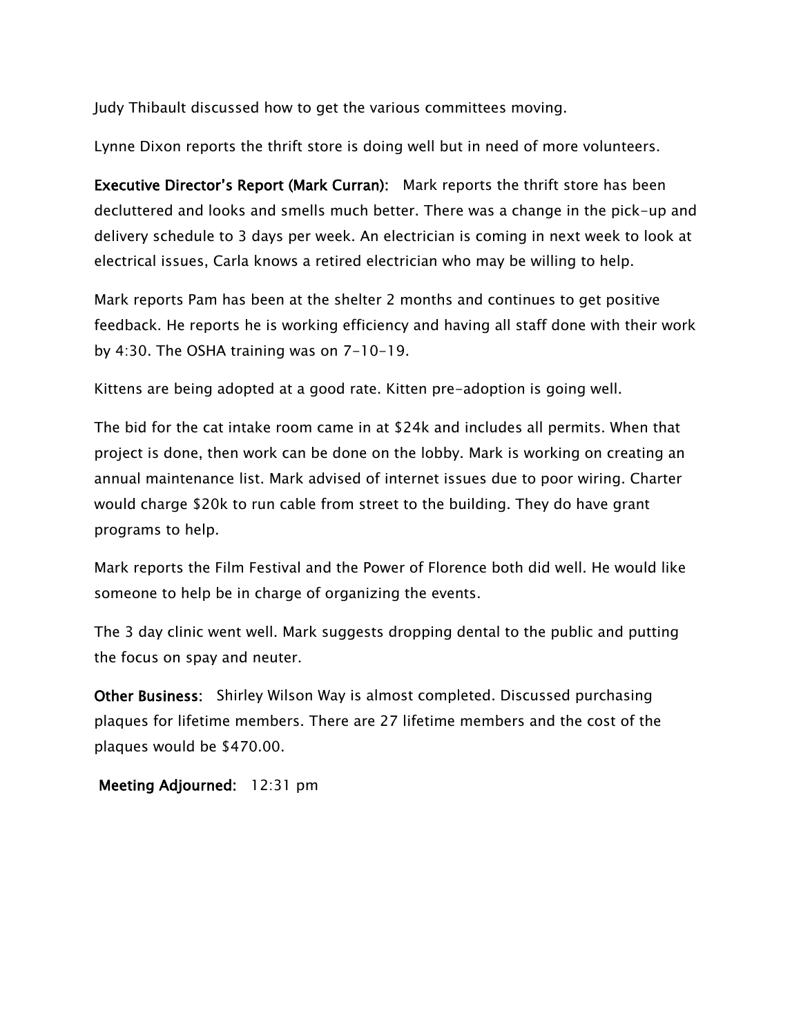Judy Thibault discussed how to get the various committees moving.

Lynne Dixon reports the thrift store is doing well but in need of more volunteers.

**Executive Director's Report (Mark Curran):** Mark reports the thrift store has been decluttered and looks and smells much better. There was a change in the pick-up and delivery schedule to 3 days per week. An electrician is coming in next week to look at electrical issues, Carla knows a retired electrician who may be willing to help.

Mark reports Pam has been at the shelter 2 months and continues to get positive feedback. He reports he is working efficiency and having all staff done with their work by 4:30. The OSHA training was on 7-10-19.

Kittens are being adopted at a good rate. Kitten pre-adoption is going well.

The bid for the cat intake room came in at $24k and includes all permits. When that project is done, then work can be done on the lobby. Mark is working on creating an annual maintenance list. Mark advised of internet issues due to poor wiring. Charter would charge $20k to run cable from street to the building. They do have grant programs to help.

Mark reports the Film Festival and the Power of Florence both did well. He would like someone to help be in charge of organizing the events.

The 3 day clinic went well. Mark suggests dropping dental to the public and putting the focus on spay and neuter.

**Other Business:** Shirley Wilson Way is almost completed. Discussed purchasing plaques for lifetime members. There are 27 lifetime members and the cost of the plaques would be $470.00.

**Meeting Adjourned:** 12:31 pm